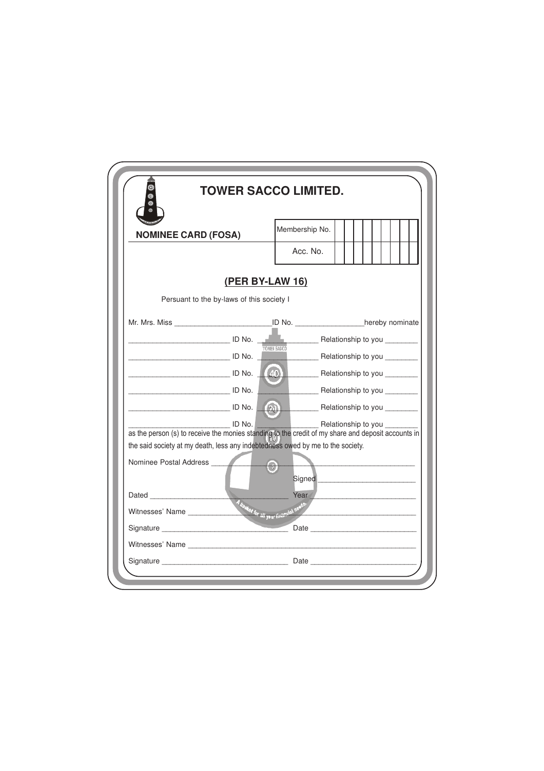# TOWER SACCO LIMITED.

**NOMINEE CARD (FOSA)**

| Membership No. | | | | | | | | | |
|---|---|---|---|---|---|---|---|---|---|
| Acc. No. | | | | | | | | | |

## (PER BY-LAW 16)

Persuant to the by-laws of this society I

Mr. Mrs. Miss ________________________ID No. ________________hereby nominate

________________________ ID No. ______________ Relationship to you ________

________________________ ID No. ______________ Relationship to you ________

________________________ ID No. ______________ Relationship to you ________

________________________ ID No. ______________ Relationship to you ________

________________________ ID No. ______________ Relationship to you ________

________________________ ID No. ______________ Relationship to you ________

as the person (s) to receive the monies standing to the credit of my share and deposit accounts in the said society at my death, less any indebtedness owed by me to the society.

Nominee Postal Address ________________________________________________

Signed ________________________

Dated ________________________________ Year ________________________

Witnesses' Name ________________________________________________________

Signature ______________________________ Date ________________________

Witnesses' Name ________________________________________________________

Signature ______________________________ Date ________________________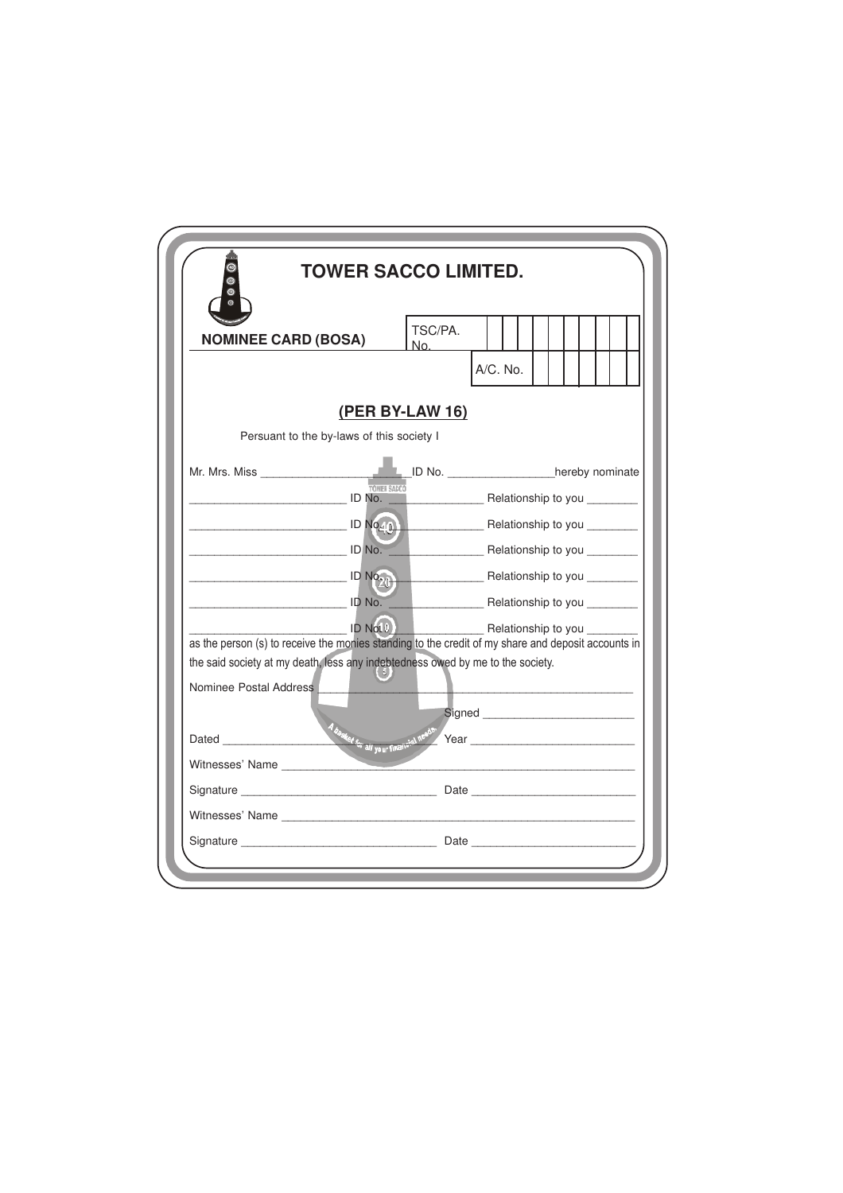# TOWER SACCO LIMITED.

**NOMINEE CARD (BOSA)**

TSC/PA. No. | | | | | | | | | |

A/C. No. | | | | | | | |

## (PER BY-LAW 16)

Persuant to the by-laws of this society I

Mr. Mrs. Miss ____________________ ID No. ________________hereby nominate

_________________________ ID No. ______________ Relationship to you ________

_________________________ ID No. ______________ Relationship to you ________

_________________________ ID No. ______________ Relationship to you ________

_________________________ ID No. ______________ Relationship to you ________

_________________________ ID No. ______________ Relationship to you ________

_________________________ ID No. ______________ Relationship to you ________

as the person (s) to receive the monies standing to the credit of my share and deposit accounts in the said society at my death, less any indebtedness owed by me to the society.

Nominee Postal Address ________________________________________________

Signed ________________________

Dated ____________________________________ Year ________________________

Witnesses' Name ______________________________________________________

Signature ______________________________ Date ________________________

Witnesses' Name ______________________________________________________

Signature ______________________________ Date ________________________